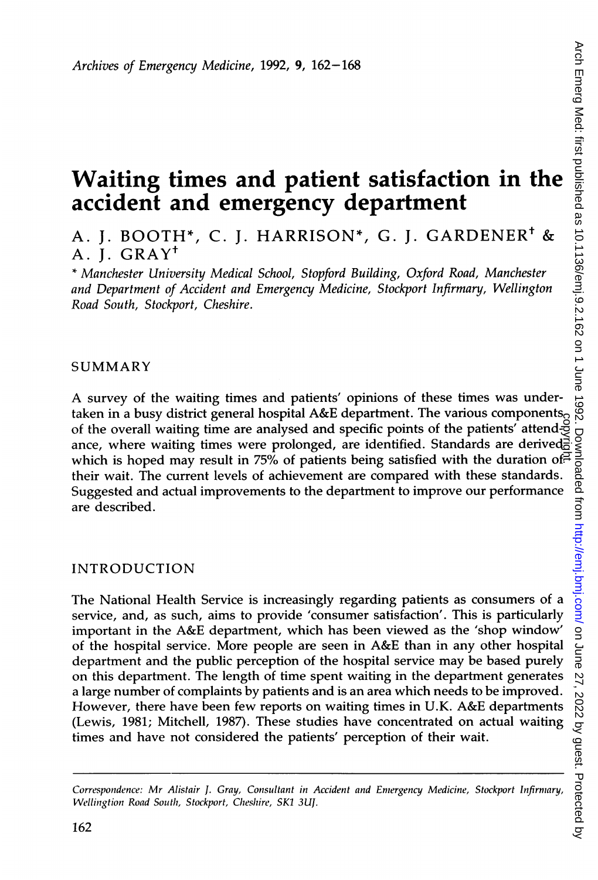# Waiting times and patient satisfaction in the accident and emergency department

A. J. BOOTH*, C. J. HARRISON*, G. J. GARDENER[†] & A. J. GRAY[†]

\* *Manchester University Medical School, Stopford Building, Oxford Road, Manchester and Department of Accident and Emergency Medicine, Stockport Infirmary, Wellington Road South, Stockport, Cheshire.*

## SUMMARY

A survey of the waiting times and patients' opinions of these times was undertaken in a busy district general hospital A&E department. The various components of the overall waiting time are analysed and specific points of the patients' attendance, where waiting times were prolonged, are identified. Standards are derived which is hoped may result in 75% of patients being satisfied with the duration of their wait. The current levels of achievement are compared with these standards. Suggested and actual improvements to the department to improve our performance are described.

## INTRODUCTION

The National Health Service is increasingly regarding patients as consumers of a service, and, as such, aims to provide 'consumer satisfaction'. This is particularly important in the A&E department, which has been viewed as the 'shop window' of the hospital service. More people are seen in A&E than in any other hospital department and the public perception of the hospital service may be based purely on this department. The length of time spent waiting in the department generates a large number of complaints by patients and is an area which needs to be improved. However, there have been few reports on waiting times in U.K. A&E departments (Lewis, 1981; Mitchell, 1987). These studies have concentrated on actual waiting times and have not considered the patients' perception of their wait.

---

*Correspondence: Mr Alistair J. Gray, Consultant in Accident and Emergency Medicine, Stockport Infirmary, Wellingtion Road South, Stockport, Cheshire, SK1 3UJ.*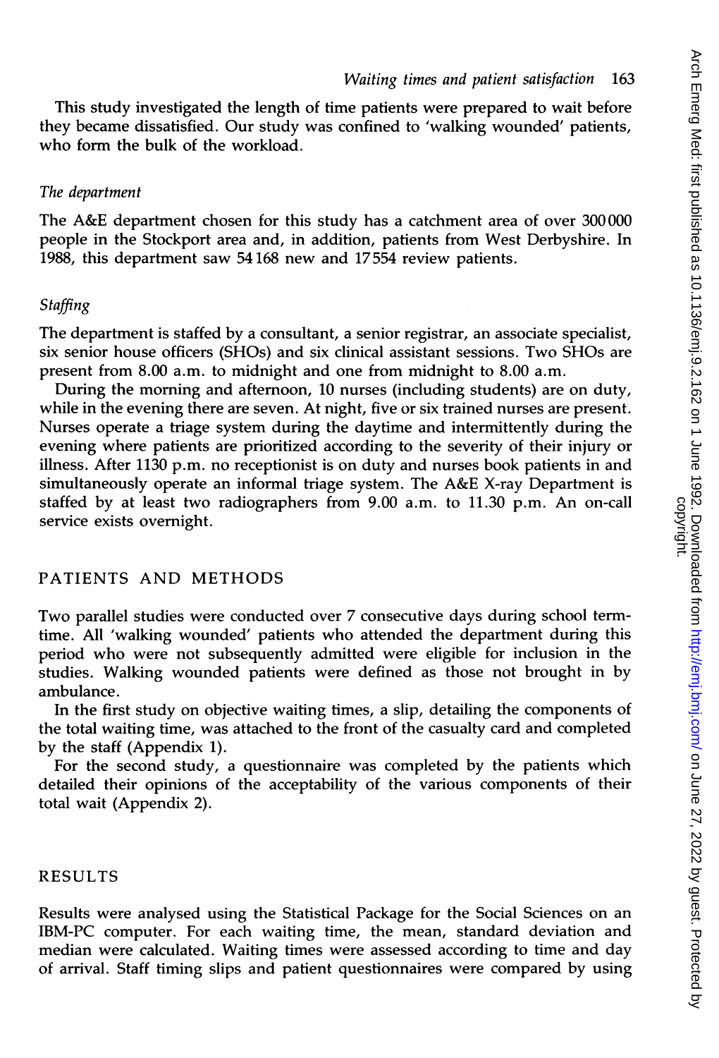This study investigated the length of time patients were prepared to wait before they became dissatisfied. Our study was confined to 'walking wounded' patients, who form the bulk of the workload.

### *The department*

The A&E department chosen for this study has a catchment area of over 300 000 people in the Stockport area and, in addition, patients from West Derbyshire. In 1988, this department saw 54 168 new and 17 554 review patients.

### *Staffing*

The department is staffed by a consultant, a senior registrar, an associate specialist, six senior house officers (SHOs) and six clinical assistant sessions. Two SHOs are present from 8.00 a.m. to midnight and one from midnight to 8.00 a.m.

During the morning and afternoon, 10 nurses (including students) are on duty, while in the evening there are seven. At night, five or six trained nurses are present. Nurses operate a triage system during the daytime and intermittently during the evening where patients are prioritized according to the severity of their injury or illness. After 1130 p.m. no receptionist is on duty and nurses book patients in and simultaneously operate an informal triage system. The A&E X-ray Department is staffed by at least two radiographers from 9.00 a.m. to 11.30 p.m. An on-call service exists overnight.

## PATIENTS AND METHODS

Two parallel studies were conducted over 7 consecutive days during school term-time. All 'walking wounded' patients who attended the department during this period who were not subsequently admitted were eligible for inclusion in the studies. Walking wounded patients were defined as those not brought in by ambulance.

In the first study on objective waiting times, a slip, detailing the components of the total waiting time, was attached to the front of the casualty card and completed by the staff (Appendix 1).

For the second study, a questionnaire was completed by the patients which detailed their opinions of the acceptability of the various components of their total wait (Appendix 2).

## RESULTS

Results were analysed using the Statistical Package for the Social Sciences on an IBM-PC computer. For each waiting time, the mean, standard deviation and median were calculated. Waiting times were assessed according to time and day of arrival. Staff timing slips and patient questionnaires were compared by using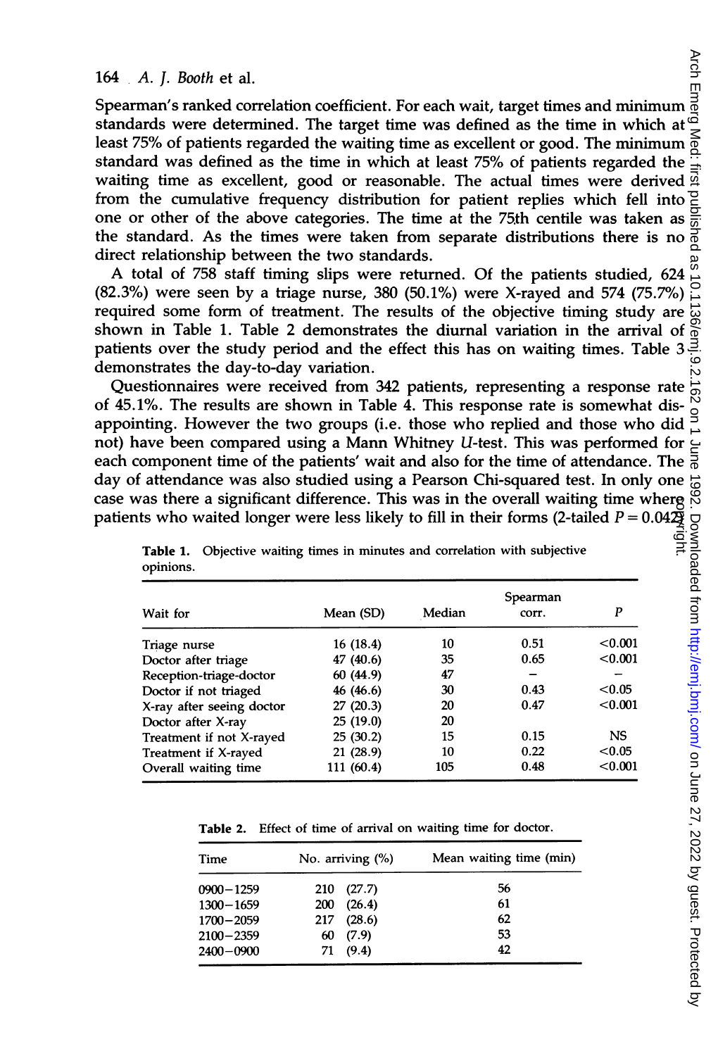Spearman's ranked correlation coefficient. For each wait, target times and minimum standards were determined. The target time was defined as the time in which at least 75% of patients regarded the waiting time as excellent or good. The minimum standard was defined as the time in which at least 75% of patients regarded the waiting time as excellent, good or reasonable. The actual times were derived from the cumulative frequency distribution for patient replies which fell into one or other of the above categories. The time at the 75th centile was taken as the standard. As the times were taken from separate distributions there is no direct relationship between the two standards.

A total of 758 staff timing slips were returned. Of the patients studied, 624 (82.3%) were seen by a triage nurse, 380 (50.1%) were X-rayed and 574 (75.7%) required some form of treatment. The results of the objective timing study are shown in Table 1. Table 2 demonstrates the diurnal variation in the arrival of patients over the study period and the effect this has on waiting times. Table 3 demonstrates the day-to-day variation.

Questionnaires were received from 342 patients, representing a response rate of 45.1%. The results are shown in Table 4. This response rate is somewhat disappointing. However the two groups (i.e. those who replied and those who did not) have been compared using a Mann Whitney $U$-test. This was performed for each component time of the patients' wait and also for the time of attendance. The day of attendance was also studied using a Pearson Chi-squared test. In only one case was there a significant difference. This was in the overall waiting time where patients who waited longer were less likely to fill in their forms (2-tailed $P = 0.042$)

**Table 1.** Objective waiting times in minutes and correlation with subjective opinions.

| Wait for | Mean (SD) | Median | Spearman corr. | $P$ |
|---|---|---|---|---|
| Triage nurse | 16 (18.4) | 10 | 0.51 | <0.001 |
| Doctor after triage | 47 (40.6) | 35 | 0.65 | <0.001 |
| Reception-triage-doctor | 60 (44.9) | 47 | – | – |
| Doctor if not triaged | 46 (46.6) | 30 | 0.43 | <0.05 |
| X-ray after seeing doctor | 27 (20.3) | 20 | 0.47 | <0.001 |
| Doctor after X-ray | 25 (19.0) | 20 | | |
| Treatment if not X-rayed | 25 (30.2) | 15 | 0.15 | NS |
| Treatment if X-rayed | 21 (28.9) | 10 | 0.22 | <0.05 |
| Overall waiting time | 111 (60.4) | 105 | 0.48 | <0.001 |

**Table 2.** Effect of time of arrival on waiting time for doctor.

| Time | No. arriving (%) | Mean waiting time (min) |
|---|---|---|
| 0900–1259 | 210 (27.7) | 56 |
| 1300–1659 | 200 (26.4) | 61 |
| 1700–2059 | 217 (28.6) | 62 |
| 2100–2359 | 60 (7.9) | 53 |
| 2400–0900 | 71 (9.4) | 42 |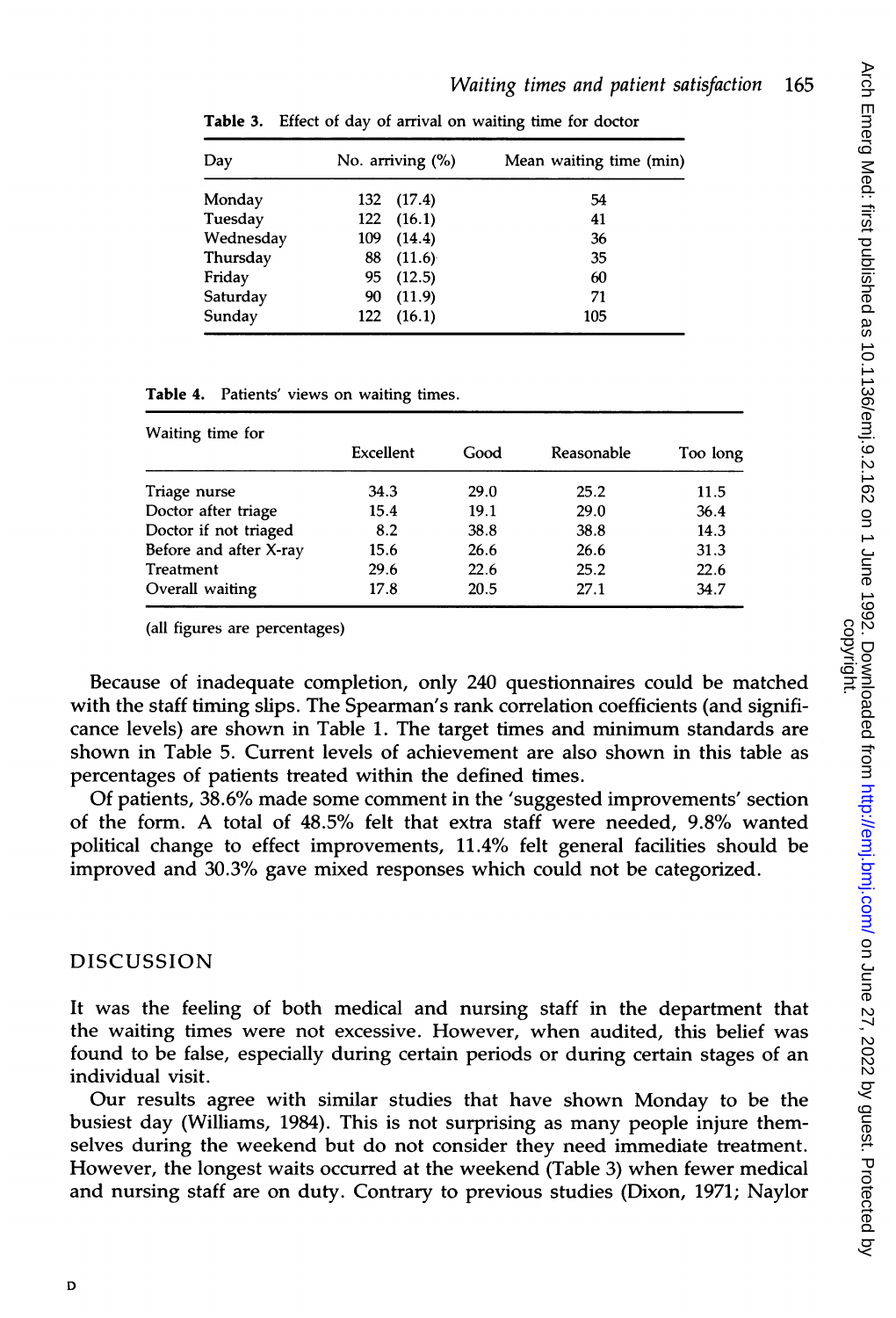**Table 3.** Effect of day of arrival on waiting time for doctor

| Day | No. arriving (%) | Mean waiting time (min) |
|---|---|---|
| Monday | 132 (17.4) | 54 |
| Tuesday | 122 (16.1) | 41 |
| Wednesday | 109 (14.4) | 36 |
| Thursday | 88 (11.6) | 35 |
| Friday | 95 (12.5) | 60 |
| Saturday | 90 (11.9) | 71 |
| Sunday | 122 (16.1) | 105 |

**Table 4.** Patients' views on waiting times.

| Waiting time for | Excellent | Good | Reasonable | Too long |
|---|---|---|---|---|
| Triage nurse | 34.3 | 29.0 | 25.2 | 11.5 |
| Doctor after triage | 15.4 | 19.1 | 29.0 | 36.4 |
| Doctor if not triaged | 8.2 | 38.8 | 38.8 | 14.3 |
| Before and after X-ray | 15.6 | 26.6 | 26.6 | 31.3 |
| Treatment | 29.6 | 22.6 | 25.2 | 22.6 |
| Overall waiting | 17.8 | 20.5 | 27.1 | 34.7 |

(all figures are percentages)

Because of inadequate completion, only 240 questionnaires could be matched with the staff timing slips. The Spearman's rank correlation coefficients (and significance levels) are shown in Table 1. The target times and minimum standards are shown in Table 5. Current levels of achievement are also shown in this table as percentages of patients treated within the defined times.

Of patients, 38.6% made some comment in the 'suggested improvements' section of the form. A total of 48.5% felt that extra staff were needed, 9.8% wanted political change to effect improvements, 11.4% felt general facilities should be improved and 30.3% gave mixed responses which could not be categorized.

## DISCUSSION

It was the feeling of both medical and nursing staff in the department that the waiting times were not excessive. However, when audited, this belief was found to be false, especially during certain periods or during certain stages of an individual visit.

Our results agree with similar studies that have shown Monday to be the busiest day (Williams, 1984). This is not surprising as many people injure themselves during the weekend but do not consider they need immediate treatment. However, the longest waits occurred at the weekend (Table 3) when fewer medical and nursing staff are on duty. Contrary to previous studies (Dixon, 1971; Naylor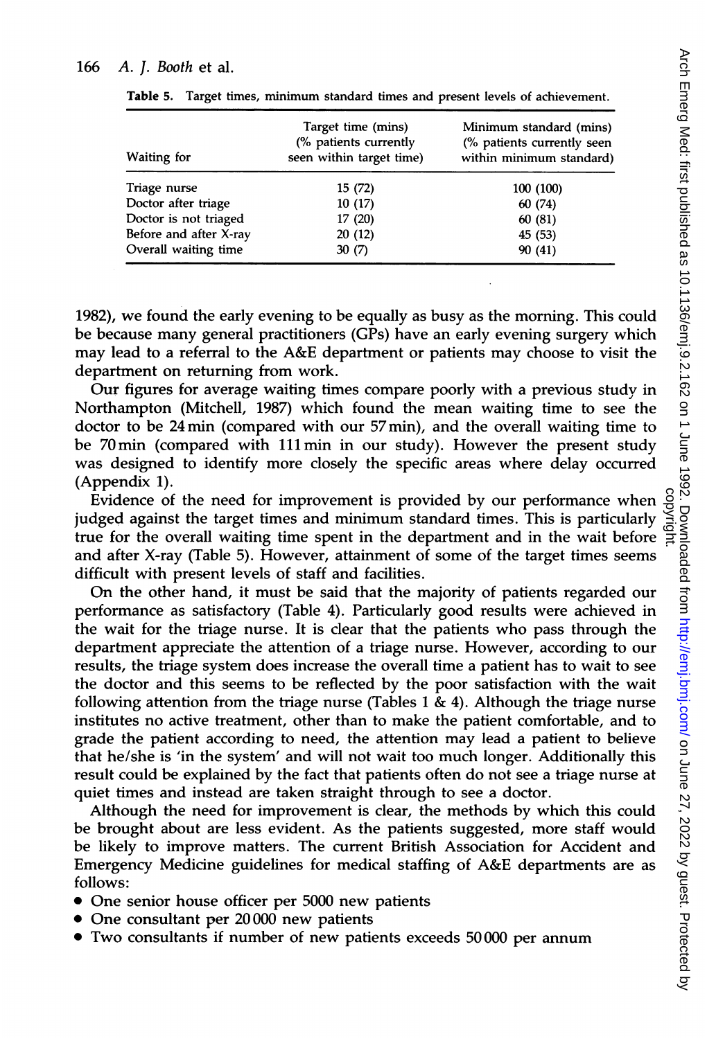**Table 5.** Target times, minimum standard times and present levels of achievement.

| Waiting for | Target time (mins) (% patients currently seen within target time) | Minimum standard (mins) (% patients currently seen within minimum standard) |
|---|---|---|
| Triage nurse | 15 (72) | 100 (100) |
| Doctor after triage | 10 (17) | 60 (74) |
| Doctor is not triaged | 17 (20) | 60 (81) |
| Before and after X-ray | 20 (12) | 45 (53) |
| Overall waiting time | 30 (7) | 90 (41) |

1982), we found the early evening to be equally as busy as the morning. This could be because many general practitioners (GPs) have an early evening surgery which may lead to a referral to the A&E department or patients may choose to visit the department on returning from work.

Our figures for average waiting times compare poorly with a previous study in Northampton (Mitchell, 1987) which found the mean waiting time to see the doctor to be 24 min (compared with our 57 min), and the overall waiting time to be 70 min (compared with 111 min in our study). However the present study was designed to identify more closely the specific areas where delay occurred (Appendix 1).

Evidence of the need for improvement is provided by our performance when judged against the target times and minimum standard times. This is particularly true for the overall waiting time spent in the department and in the wait before and after X-ray (Table 5). However, attainment of some of the target times seems difficult with present levels of staff and facilities.

On the other hand, it must be said that the majority of patients regarded our performance as satisfactory (Table 4). Particularly good results were achieved in the wait for the triage nurse. It is clear that the patients who pass through the department appreciate the attention of a triage nurse. However, according to our results, the triage system does increase the overall time a patient has to wait to see the doctor and this seems to be reflected by the poor satisfaction with the wait following attention from the triage nurse (Tables 1 & 4). Although the triage nurse institutes no active treatment, other than to make the patient comfortable, and to grade the patient according to need, the attention may lead a patient to believe that he/she is 'in the system' and will not wait too much longer. Additionally this result could be explained by the fact that patients often do not see a triage nurse at quiet times and instead are taken straight through to see a doctor.

Although the need for improvement is clear, the methods by which this could be brought about are less evident. As the patients suggested, more staff would be likely to improve matters. The current British Association for Accident and Emergency Medicine guidelines for medical staffing of A&E departments are as follows:

- One senior house officer per 5000 new patients
- One consultant per 20 000 new patients
- Two consultants if number of new patients exceeds 50 000 per annum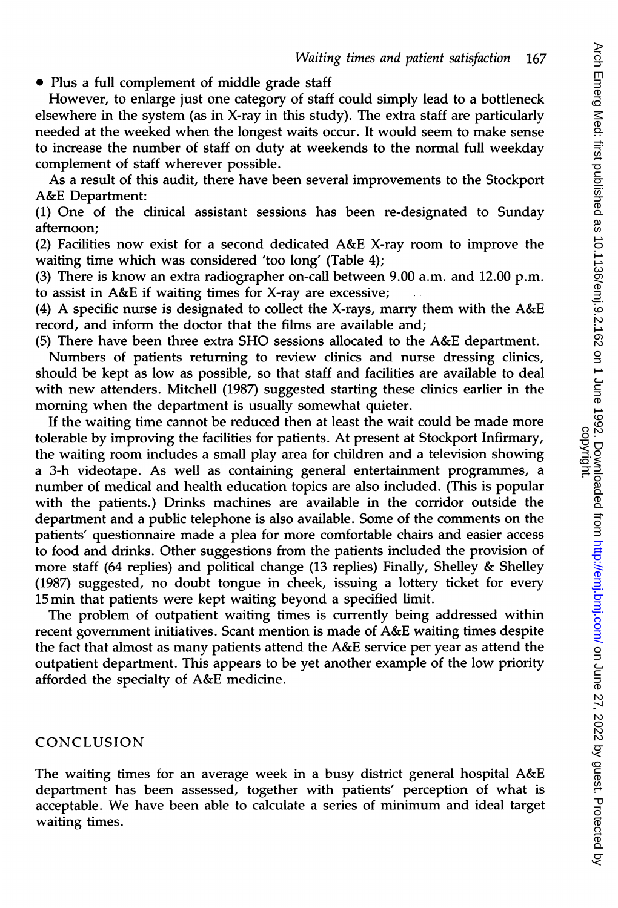- Plus a full complement of middle grade staff

However, to enlarge just one category of staff could simply lead to a bottleneck elsewhere in the system (as in X-ray in this study). The extra staff are particularly needed at the weeked when the longest waits occur. It would seem to make sense to increase the number of staff on duty at weekends to the normal full weekday complement of staff wherever possible.

As a result of this audit, there have been several improvements to the Stockport A&E Department:

(1) One of the clinical assistant sessions has been re-designated to Sunday afternoon;

(2) Facilities now exist for a second dedicated A&E X-ray room to improve the waiting time which was considered 'too long' (Table 4);

(3) There is know an extra radiographer on-call between 9.00 a.m. and 12.00 p.m. to assist in A&E if waiting times for X-ray are excessive;

(4) A specific nurse is designated to collect the X-rays, marry them with the A&E record, and inform the doctor that the films are available and;

(5) There have been three extra SHO sessions allocated to the A&E department.

Numbers of patients returning to review clinics and nurse dressing clinics, should be kept as low as possible, so that staff and facilities are available to deal with new attenders. Mitchell (1987) suggested starting these clinics earlier in the morning when the department is usually somewhat quieter.

If the waiting time cannot be reduced then at least the wait could be made more tolerable by improving the facilities for patients. At present at Stockport Infirmary, the waiting room includes a small play area for children and a television showing a 3-h videotape. As well as containing general entertainment programmes, a number of medical and health education topics are also included. (This is popular with the patients.) Drinks machines are available in the corridor outside the department and a public telephone is also available. Some of the comments on the patients' questionnaire made a plea for more comfortable chairs and easier access to food and drinks. Other suggestions from the patients included the provision of more staff (64 replies) and political change (13 replies) Finally, Shelley & Shelley (1987) suggested, no doubt tongue in cheek, issuing a lottery ticket for every 15 min that patients were kept waiting beyond a specified limit.

The problem of outpatient waiting times is currently being addressed within recent government initiatives. Scant mention is made of A&E waiting times despite the fact that almost as many patients attend the A&E service per year as attend the outpatient department. This appears to be yet another example of the low priority afforded the specialty of A&E medicine.

## CONCLUSION

The waiting times for an average week in a busy district general hospital A&E department has been assessed, together with patients' perception of what is acceptable. We have been able to calculate a series of minimum and ideal target waiting times.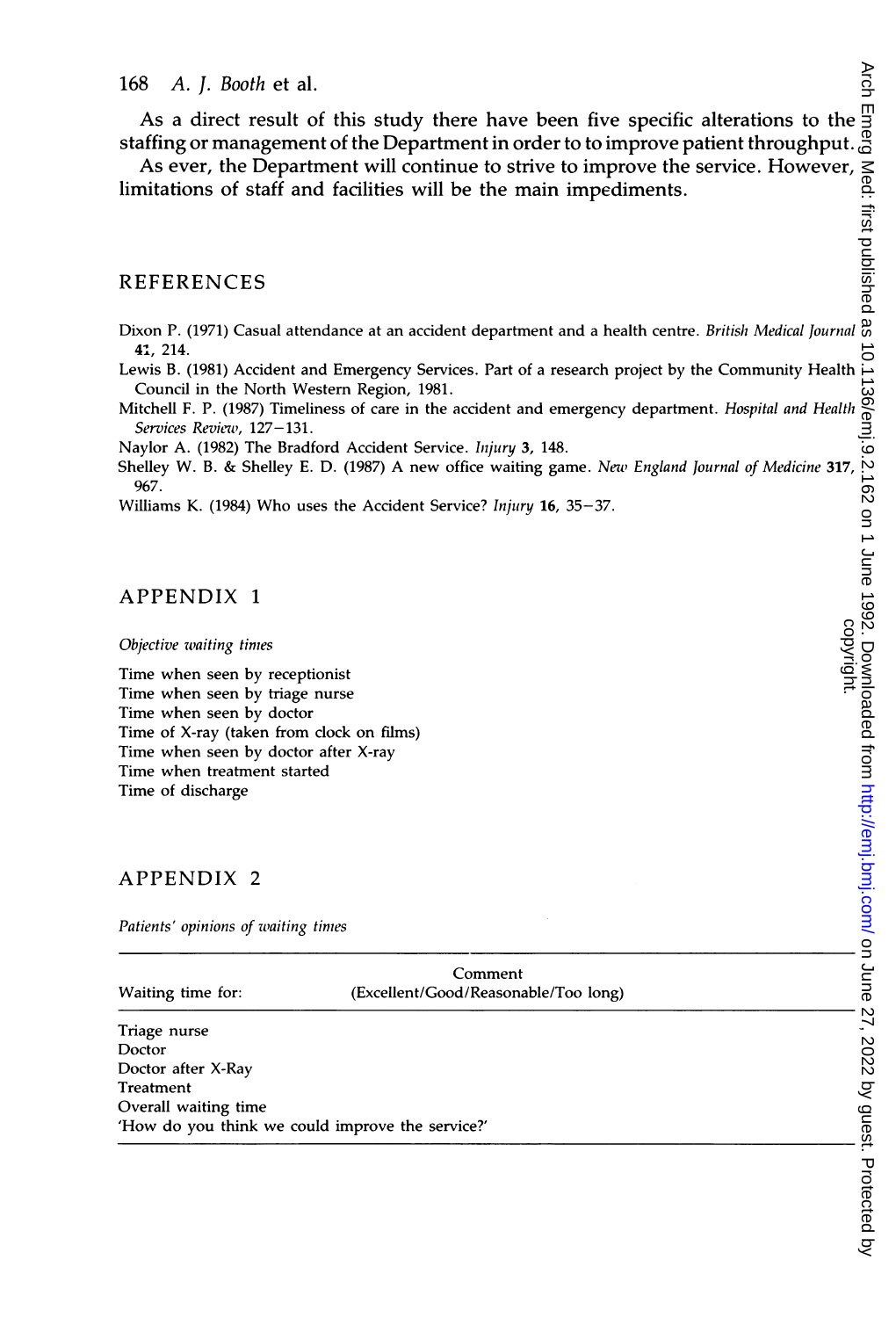As a direct result of this study there have been five specific alterations to the staffing or management of the Department in order to to improve patient throughput.

As ever, the Department will continue to strive to improve the service. However, limitations of staff and facilities will be the main impediments.

## REFERENCES

Dixon P. (1971) Casual attendance at an accident department and a health centre. *British Medical Journal* **41**, 214.

Lewis B. (1981) Accident and Emergency Services. Part of a research project by the Community Health Council in the North Western Region, 1981.

Mitchell F. P. (1987) Timeliness of care in the accident and emergency department. *Hospital and Health Services Review*, 127–131.

Naylor A. (1982) The Bradford Accident Service. *Injury* **3**, 148.

Shelley W. B. & Shelley E. D. (1987) A new office waiting game. *New England Journal of Medicine* **317**, 967.

Williams K. (1984) Who uses the Accident Service? *Injury* **16**, 35–37.

## APPENDIX 1

*Objective waiting times*

Time when seen by receptionist
Time when seen by triage nurse
Time when seen by doctor
Time of X-ray (taken from clock on films)
Time when seen by doctor after X-ray
Time when treatment started
Time of discharge

## APPENDIX 2

*Patients' opinions of waiting times*

| Waiting time for: | Comment (Excellent/Good/Reasonable/Too long) |
|---|---|
| Triage nurse | |
| Doctor | |
| Doctor after X-Ray | |
| Treatment | |
| Overall waiting time | |
| 'How do you think we could improve the service?' | |